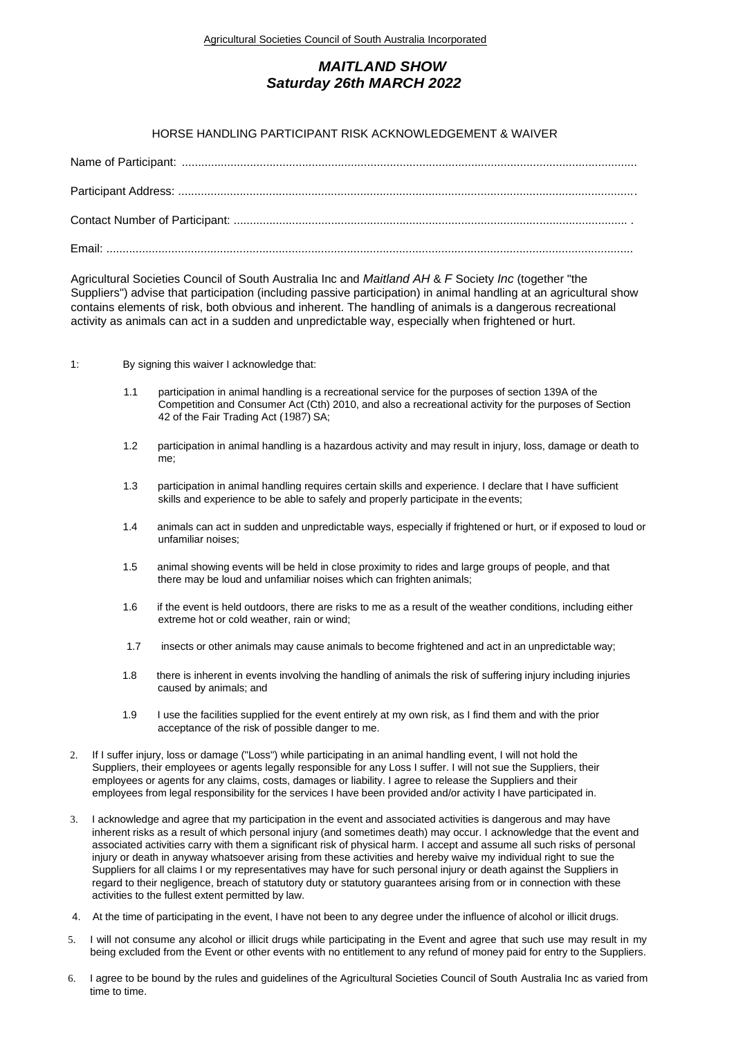Agricultural Societies Council of South Australia Incorporated

# *MAITLAND SHOW*
## *Saturday 26th MARCH 2022*

### HORSE HANDLING PARTICIPANT RISK ACKNOWLEDGEMENT & WAIVER

Name of Participant: ..........................................................................................................................................

Participant Address: ..........................................................................................................................................

Contact Number of Participant: ......................................................................................................................... .

Email: ................................................................................................................................................................

Agricultural Societies Council of South Australia Inc and *Maitland AH & F* Society *Inc* (together "the Suppliers") advise that participation (including passive participation) in animal handling at an agricultural show contains elements of risk, both obvious and inherent. The handling of animals is a dangerous recreational activity as animals can act in a sudden and unpredictable way, especially when frightened or hurt.

1: By signing this waiver I acknowledge that:

- 1.1 participation in animal handling is a recreational service for the purposes of section 139A of the Competition and Consumer Act (Cth) 2010, and also a recreational activity for the purposes of Section 42 of the Fair Trading Act (1987) SA;
- 1.2 participation in animal handling is a hazardous activity and may result in injury, loss, damage or death to me;
- 1.3 participation in animal handling requires certain skills and experience. I declare that I have sufficient skills and experience to be able to safely and properly participate in the events;
- 1.4 animals can act in sudden and unpredictable ways, especially if frightened or hurt, or if exposed to loud or unfamiliar noises;
- 1.5 animal showing events will be held in close proximity to rides and large groups of people, and that there may be loud and unfamiliar noises which can frighten animals;
- 1.6 if the event is held outdoors, there are risks to me as a result of the weather conditions, including either extreme hot or cold weather, rain or wind;
- 1.7 insects or other animals may cause animals to become frightened and act in an unpredictable way;
- 1.8 there is inherent in events involving the handling of animals the risk of suffering injury including injuries caused by animals; and
- 1.9 I use the facilities supplied for the event entirely at my own risk, as I find them and with the prior acceptance of the risk of possible danger to me.

2. If I suffer injury, loss or damage ("Loss") while participating in an animal handling event, I will not hold the Suppliers, their employees or agents legally responsible for any Loss I suffer. I will not sue the Suppliers, their employees or agents for any claims, costs, damages or liability. I agree to release the Suppliers and their employees from legal responsibility for the services I have been provided and/or activity I have participated in.

3. I acknowledge and agree that my participation in the event and associated activities is dangerous and may have inherent risks as a result of which personal injury (and sometimes death) may occur. I acknowledge that the event and associated activities carry with them a significant risk of physical harm. I accept and assume all such risks of personal injury or death in anyway whatsoever arising from these activities and hereby waive my individual right to sue the Suppliers for all claims I or my representatives may have for such personal injury or death against the Suppliers in regard to their negligence, breach of statutory duty or statutory guarantees arising from or in connection with these activities to the fullest extent permitted by law.

4. At the time of participating in the event, I have not been to any degree under the influence of alcohol or illicit drugs.

5. I will not consume any alcohol or illicit drugs while participating in the Event and agree that such use may result in my being excluded from the Event or other events with no entitlement to any refund of money paid for entry to the Suppliers.

6. I agree to be bound by the rules and guidelines of the Agricultural Societies Council of South Australia Inc as varied from time to time.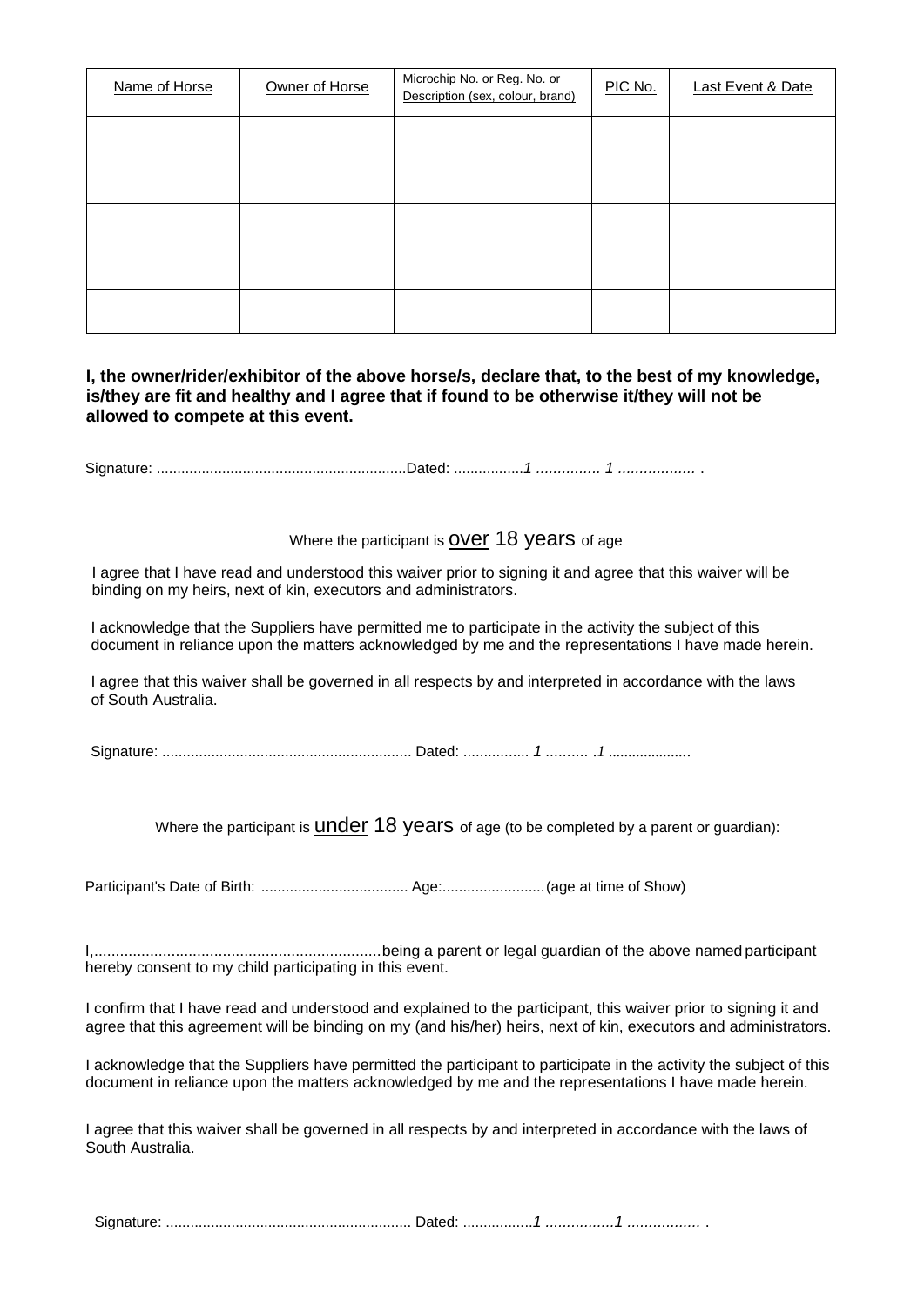| Name of Horse | Owner of Horse | Microchip No. or Reg. No. or Description (sex, colour, brand) | PIC No. | Last Event & Date |
|---|---|---|---|---|
| | | | | |
| | | | | |
| | | | | |
| | | | | |
| | | | | |

**I, the owner/rider/exhibitor of the above horse/s, declare that, to the best of my knowledge, is/they are fit and healthy and I agree that if found to be otherwise it/they will not be allowed to compete at this event.**

Signature: ............................................................Dated: ................*1* ............... *1* .................. .

Where the participant is over 18 years of age

I agree that I have read and understood this waiver prior to signing it and agree that this waiver will be binding on my heirs, next of kin, executors and administrators.

I acknowledge that the Suppliers have permitted me to participate in the activity the subject of this document in reliance upon the matters acknowledged by me and the representations I have made herein.

I agree that this waiver shall be governed in all respects by and interpreted in accordance with the laws of South Australia.

Signature: ............................................................ Dated: ................ *1* .......... .*1* ....................

Where the participant is under 18 years of age (to be completed by a parent or guardian):

Participant's Date of Birth: .................................... Age:.........................(age at time of Show)

I,...................................................................being a parent or legal guardian of the above named participant hereby consent to my child participating in this event.

I confirm that I have read and understood and explained to the participant, this waiver prior to signing it and agree that this agreement will be binding on my (and his/her) heirs, next of kin, executors and administrators.

I acknowledge that the Suppliers have permitted the participant to participate in the activity the subject of this document in reliance upon the matters acknowledged by me and the representations I have made herein.

I agree that this waiver shall be governed in all respects by and interpreted in accordance with the laws of South Australia.

Signature: ........................................................... Dated: .................*1* ................*1* ................. .